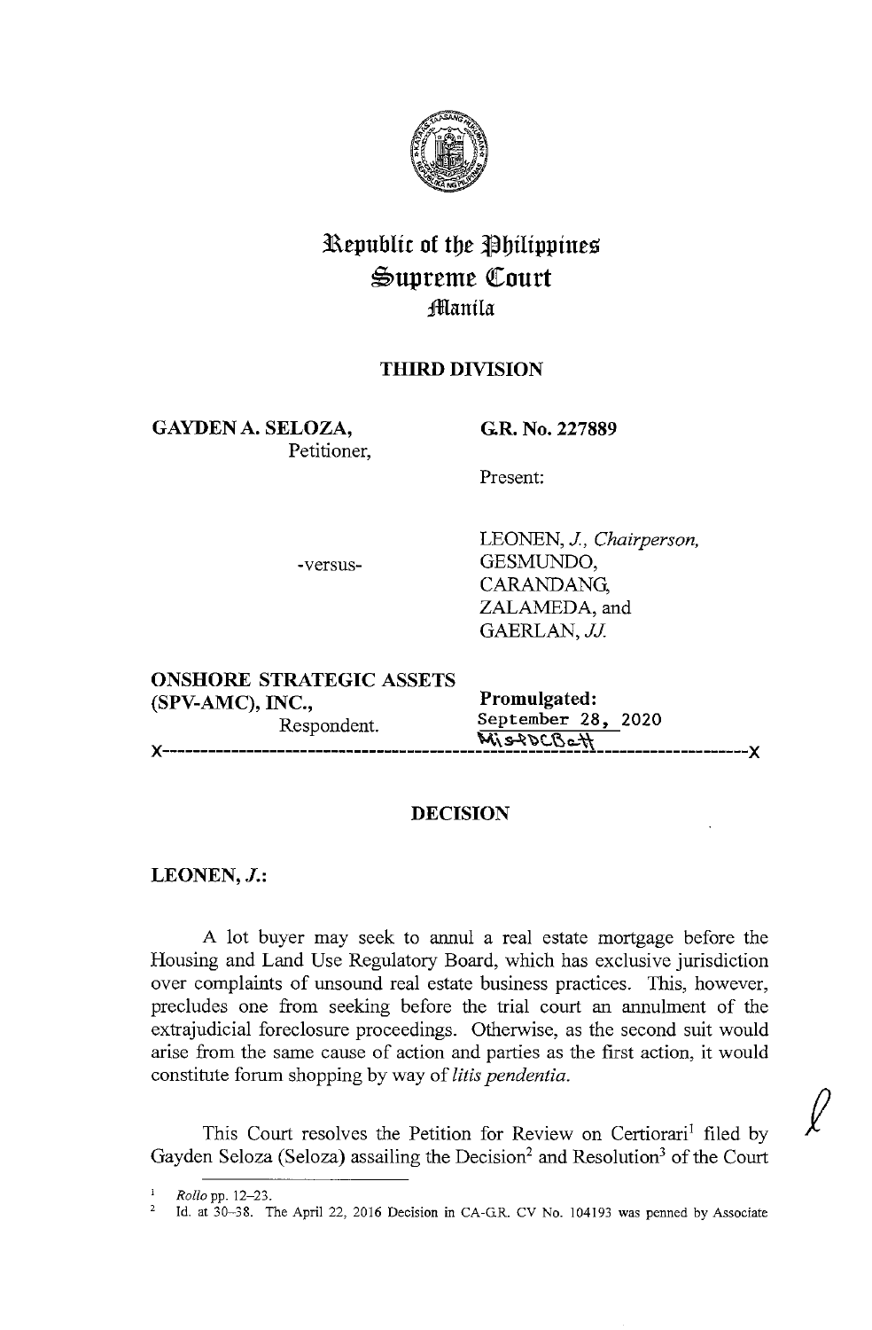# Republic of the Philippines
# Supreme Court
## Manila

### THIRD DIVISION

**GAYDEN A. SELOZA,**
Petitioner,

**G.R. No. 227889**

Present:

-versus-

LEONEN, *J., Chairperson,*
GESMUNDO,
CARANDANG,
ZALAMEDA, and
GAERLAN, *JJ.*

**ONSHORE STRATEGIC ASSETS (SPV-AMC), INC.,**
Respondent.

**Promulgated:**
September 28, 2020

x-----------------------------------------------------------------------------------x

### DECISION

**LEONEN, *J.*:**

A lot buyer may seek to annul a real estate mortgage before the Housing and Land Use Regulatory Board, which has exclusive jurisdiction over complaints of unsound real estate business practices. This, however, precludes one from seeking before the trial court an annulment of the extrajudicial foreclosure proceedings. Otherwise, as the second suit would arise from the same cause of action and parties as the first action, it would constitute forum shopping by way of *litis pendentia.*

This Court resolves the Petition for Review on Certiorari[1] filed by Gayden Seloza (Seloza) assailing the Decision[2] and Resolution[3] of the Court

---

[1] *Rollo* pp. 12–23.

[2] Id. at 30–38. The April 22, 2016 Decision in CA-G.R. CV No. 104193 was penned by Associate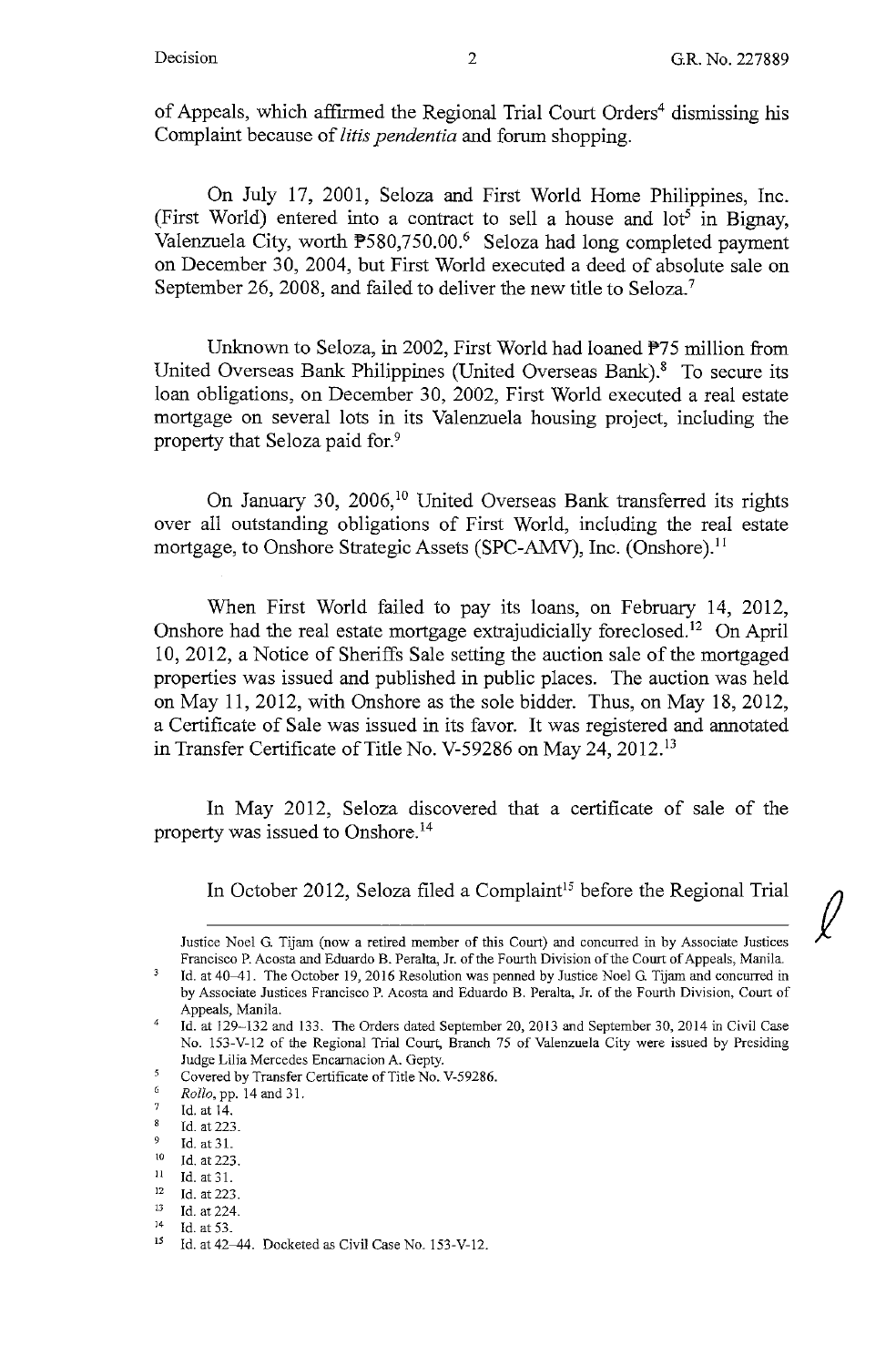of Appeals, which affirmed the Regional Trial Court Orders[4] dismissing his Complaint because of *litis pendentia* and forum shopping.

On July 17, 2001, Seloza and First World Home Philippines, Inc. (First World) entered into a contract to sell a house and lot[5] in Bignay, Valenzuela City, worth ₱580,750.00.[6] Seloza had long completed payment on December 30, 2004, but First World executed a deed of absolute sale on September 26, 2008, and failed to deliver the new title to Seloza.[7]

Unknown to Seloza, in 2002, First World had loaned ₱75 million from United Overseas Bank Philippines (United Overseas Bank).[8] To secure its loan obligations, on December 30, 2002, First World executed a real estate mortgage on several lots in its Valenzuela housing project, including the property that Seloza paid for.[9]

On January 30, 2006,[10] United Overseas Bank transferred its rights over all outstanding obligations of First World, including the real estate mortgage, to Onshore Strategic Assets (SPC-AMV), Inc. (Onshore).[11]

When First World failed to pay its loans, on February 14, 2012, Onshore had the real estate mortgage extrajudicially foreclosed.[12] On April 10, 2012, a Notice of Sheriffs Sale setting the auction sale of the mortgaged properties was issued and published in public places. The auction was held on May 11, 2012, with Onshore as the sole bidder. Thus, on May 18, 2012, a Certificate of Sale was issued in its favor. It was registered and annotated in Transfer Certificate of Title No. V-59286 on May 24, 2012.[13]

In May 2012, Seloza discovered that a certificate of sale of the property was issued to Onshore.[14]

In October 2012, Seloza filed a Complaint[15] before the Regional Trial

---

Justice Noel G. Tijam (now a retired member of this Court) and concurred in by Associate Justices Francisco P. Acosta and Eduardo B. Peralta, Jr. of the Fourth Division of the Court of Appeals, Manila.

[3] Id. at 40–41. The October 19, 2016 Resolution was penned by Justice Noel G. Tijam and concurred in by Associate Justices Francisco P. Acosta and Eduardo B. Peralta, Jr. of the Fourth Division, Court of Appeals, Manila.

[4] Id. at 129–132 and 133. The Orders dated September 20, 2013 and September 30, 2014 in Civil Case No. 153-V-12 of the Regional Trial Court, Branch 75 of Valenzuela City were issued by Presiding Judge Lilia Mercedes Encarnacion A. Gepty.

[5] Covered by Transfer Certificate of Title No. V-59286.

[6] *Rollo*, pp. 14 and 31.

[7] Id. at 14.

[8] Id. at 223.

[9] Id. at 31.

[10] Id. at 223.

[11] Id. at 31.

[12] Id. at 223.

[13] Id. at 224.

[14] Id. at 53.

[15] Id. at 42–44. Docketed as Civil Case No. 153-V-12.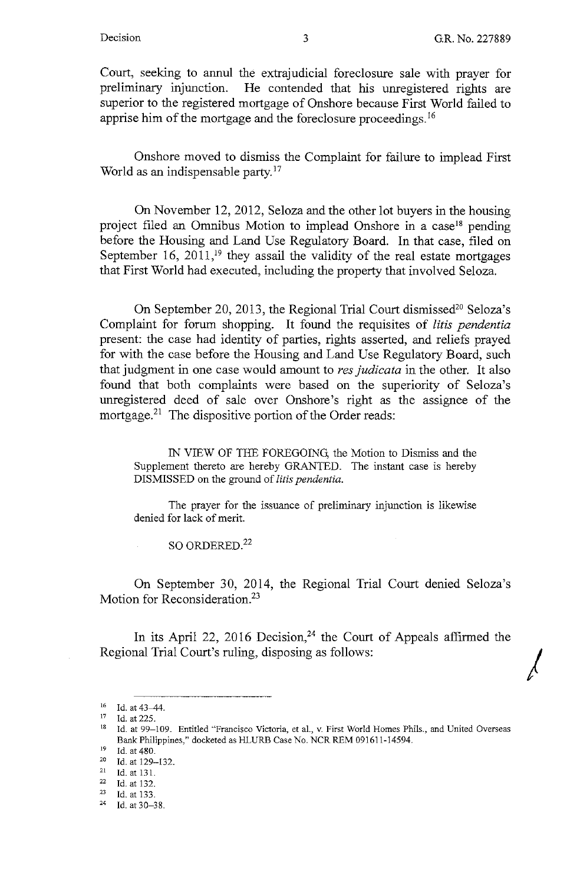Court, seeking to annul the extrajudicial foreclosure sale with prayer for preliminary injunction. He contended that his unregistered rights are superior to the registered mortgage of Onshore because First World failed to apprise him of the mortgage and the foreclosure proceedings.[16]

Onshore moved to dismiss the Complaint for failure to implead First World as an indispensable party.[17]

On November 12, 2012, Seloza and the other lot buyers in the housing project filed an Omnibus Motion to implead Onshore in a case[18] pending before the Housing and Land Use Regulatory Board. In that case, filed on September 16, 2011,[19] they assail the validity of the real estate mortgages that First World had executed, including the property that involved Seloza.

On September 20, 2013, the Regional Trial Court dismissed[20] Seloza's Complaint for forum shopping. It found the requisites of *litis pendentia* present: the case had identity of parties, rights asserted, and reliefs prayed for with the case before the Housing and Land Use Regulatory Board, such that judgment in one case would amount to *res judicata* in the other. It also found that both complaints were based on the superiority of Seloza's unregistered deed of sale over Onshore's right as the assignee of the mortgage.[21] The dispositive portion of the Order reads:

> IN VIEW OF THE FOREGOING, the Motion to Dismiss and the Supplement thereto are hereby GRANTED. The instant case is hereby DISMISSED on the ground of *litis pendentia*.
>
> The prayer for the issuance of preliminary injunction is likewise denied for lack of merit.
>
> SO ORDERED.[22]

On September 30, 2014, the Regional Trial Court denied Seloza's Motion for Reconsideration.[23]

In its April 22, 2016 Decision,[24] the Court of Appeals affirmed the Regional Trial Court's ruling, disposing as follows:

---

[16] Id. at 43–44.

[17] Id. at 225.

[18] Id. at 99–109. Entitled "Francisco Victoria, et al., v. First World Homes Phils., and United Overseas Bank Philippines," docketed as HLURB Case No. NCR REM 091611-14594.

[19] Id. at 480.

[20] Id. at 129–132.

[21] Id. at 131.

[22] Id. at 132.

[23] Id. at 133.

[24] Id. at 30–38.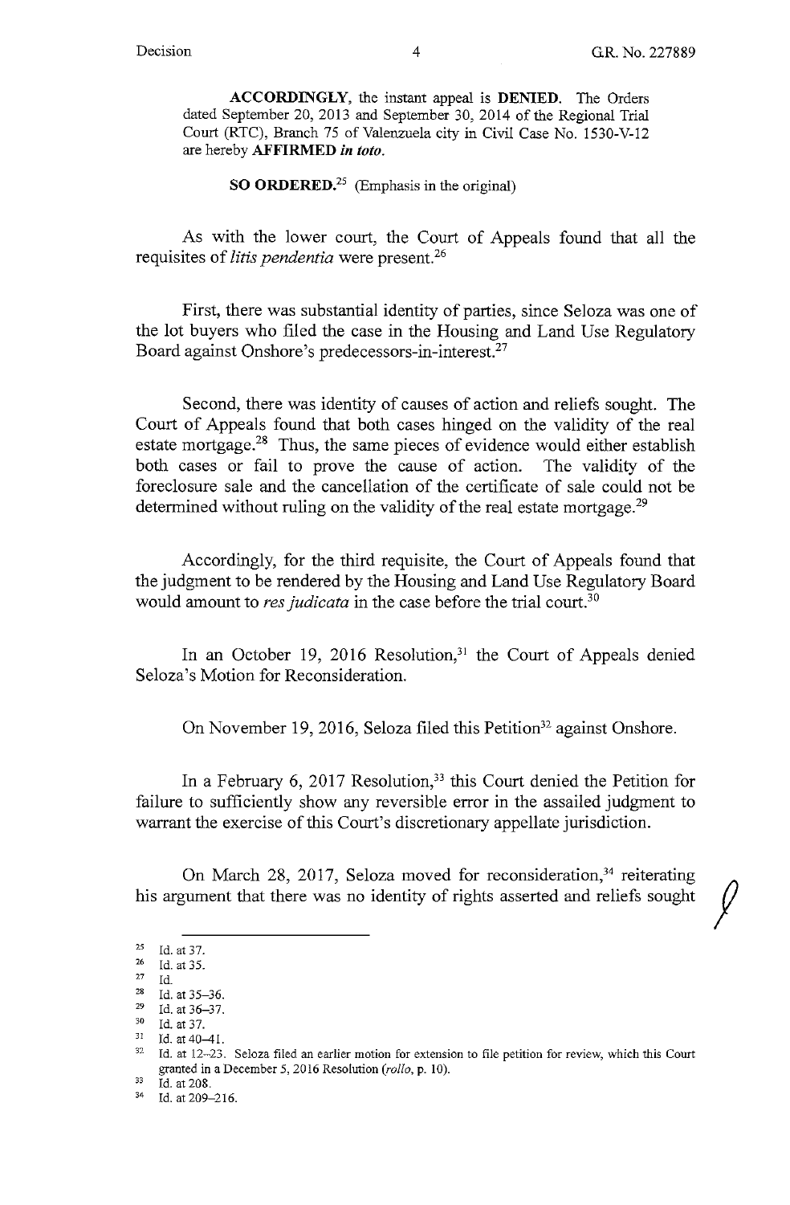**ACCORDINGLY**, the instant appeal is **DENIED**. The Orders dated September 20, 2013 and September 30, 2014 of the Regional Trial Court (RTC), Branch 75 of Valenzuela city in Civil Case No. 1530-V-12 are hereby **AFFIRMED** ***in toto***.

**SO ORDERED.**[25] (Emphasis in the original)

As with the lower court, the Court of Appeals found that all the requisites of *litis pendentia* were present.[26]

First, there was substantial identity of parties, since Seloza was one of the lot buyers who filed the case in the Housing and Land Use Regulatory Board against Onshore's predecessors-in-interest.[27]

Second, there was identity of causes of action and reliefs sought. The Court of Appeals found that both cases hinged on the validity of the real estate mortgage.[28] Thus, the same pieces of evidence would either establish both cases or fail to prove the cause of action. The validity of the foreclosure sale and the cancellation of the certificate of sale could not be determined without ruling on the validity of the real estate mortgage.[29]

Accordingly, for the third requisite, the Court of Appeals found that the judgment to be rendered by the Housing and Land Use Regulatory Board would amount to *res judicata* in the case before the trial court.[30]

In an October 19, 2016 Resolution,[31] the Court of Appeals denied Seloza's Motion for Reconsideration.

On November 19, 2016, Seloza filed this Petition[32] against Onshore.

In a February 6, 2017 Resolution,[33] this Court denied the Petition for failure to sufficiently show any reversible error in the assailed judgment to warrant the exercise of this Court's discretionary appellate jurisdiction.

On March 28, 2017, Seloza moved for reconsideration,[34] reiterating his argument that there was no identity of rights asserted and reliefs sought

---

[25] Id. at 37.
[26] Id. at 35.
[27] Id.
[28] Id. at 35–36.
[29] Id. at 36–37.
[30] Id. at 37.
[31] Id. at 40–41.
[32] Id. at 12–23. Seloza filed an earlier motion for extension to file petition for review, which this Court granted in a December 5, 2016 Resolution (*rollo*, p. 10).
[33] Id. at 208.
[34] Id. at 209–216.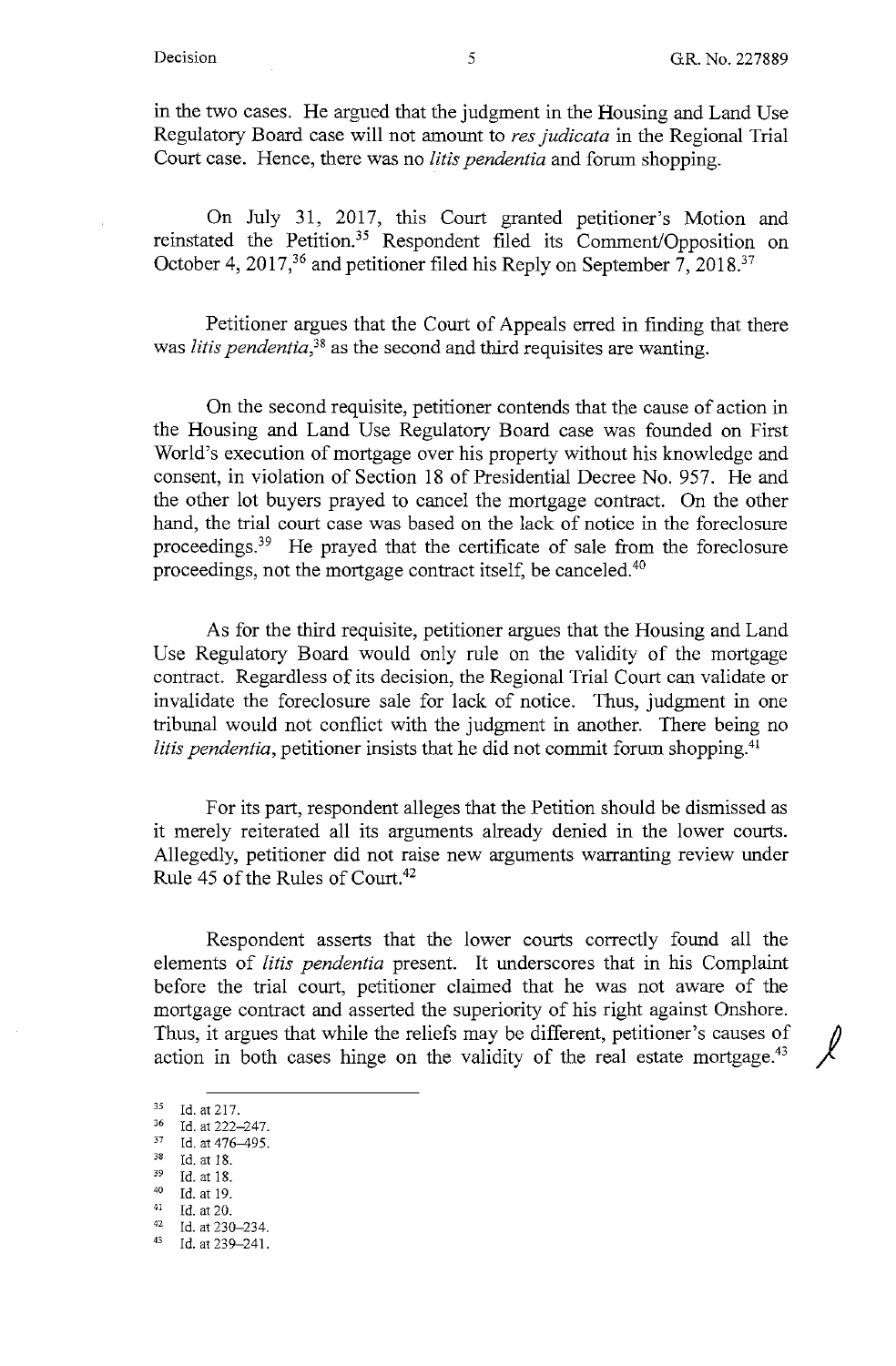in the two cases. He argued that the judgment in the Housing and Land Use Regulatory Board case will not amount to *res judicata* in the Regional Trial Court case. Hence, there was no *litis pendentia* and forum shopping.

On July 31, 2017, this Court granted petitioner's Motion and reinstated the Petition.[35] Respondent filed its Comment/Opposition on October 4, 2017,[36] and petitioner filed his Reply on September 7, 2018.[37]

Petitioner argues that the Court of Appeals erred in finding that there was *litis pendentia*,[38] as the second and third requisites are wanting.

On the second requisite, petitioner contends that the cause of action in the Housing and Land Use Regulatory Board case was founded on First World's execution of mortgage over his property without his knowledge and consent, in violation of Section 18 of Presidential Decree No. 957. He and the other lot buyers prayed to cancel the mortgage contract. On the other hand, the trial court case was based on the lack of notice in the foreclosure proceedings.[39] He prayed that the certificate of sale from the foreclosure proceedings, not the mortgage contract itself, be canceled.[40]

As for the third requisite, petitioner argues that the Housing and Land Use Regulatory Board would only rule on the validity of the mortgage contract. Regardless of its decision, the Regional Trial Court can validate or invalidate the foreclosure sale for lack of notice. Thus, judgment in one tribunal would not conflict with the judgment in another. There being no *litis pendentia*, petitioner insists that he did not commit forum shopping.[41]

For its part, respondent alleges that the Petition should be dismissed as it merely reiterated all its arguments already denied in the lower courts. Allegedly, petitioner did not raise new arguments warranting review under Rule 45 of the Rules of Court.[42]

Respondent asserts that the lower courts correctly found all the elements of *litis pendentia* present. It underscores that in his Complaint before the trial court, petitioner claimed that he was not aware of the mortgage contract and asserted the superiority of his right against Onshore. Thus, it argues that while the reliefs may be different, petitioner's causes of action in both cases hinge on the validity of the real estate mortgage.[43]

---

[35] Id. at 217.
[36] Id. at 222–247.
[37] Id. at 476–495.
[38] Id. at 18.
[39] Id. at 18.
[40] Id. at 19.
[41] Id. at 20.
[42] Id. at 230–234.
[43] Id. at 239–241.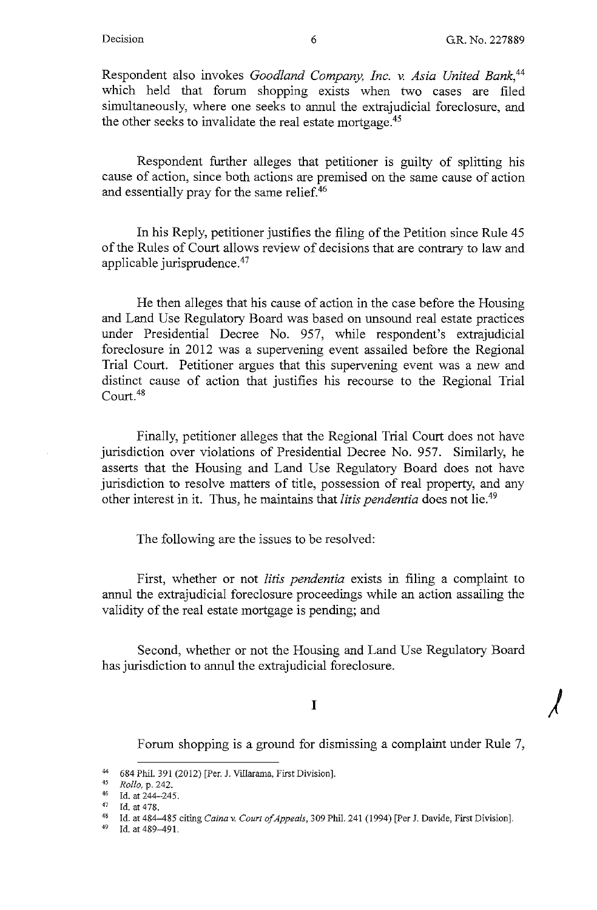Respondent also invokes *Goodland Company, Inc. v. Asia United Bank*,[44] which held that forum shopping exists when two cases are filed simultaneously, where one seeks to annul the extrajudicial foreclosure, and the other seeks to invalidate the real estate mortgage.[45]

Respondent further alleges that petitioner is guilty of splitting his cause of action, since both actions are premised on the same cause of action and essentially pray for the same relief.[46]

In his Reply, petitioner justifies the filing of the Petition since Rule 45 of the Rules of Court allows review of decisions that are contrary to law and applicable jurisprudence.[47]

He then alleges that his cause of action in the case before the Housing and Land Use Regulatory Board was based on unsound real estate practices under Presidential Decree No. 957, while respondent's extrajudicial foreclosure in 2012 was a supervening event assailed before the Regional Trial Court. Petitioner argues that this supervening event was a new and distinct cause of action that justifies his recourse to the Regional Trial Court.[48]

Finally, petitioner alleges that the Regional Trial Court does not have jurisdiction over violations of Presidential Decree No. 957. Similarly, he asserts that the Housing and Land Use Regulatory Board does not have jurisdiction to resolve matters of title, possession of real property, and any other interest in it. Thus, he maintains that *litis pendentia* does not lie.[49]

The following are the issues to be resolved:

First, whether or not *litis pendentia* exists in filing a complaint to annul the extrajudicial foreclosure proceedings while an action assailing the validity of the real estate mortgage is pending; and

Second, whether or not the Housing and Land Use Regulatory Board has jurisdiction to annul the extrajudicial foreclosure.

## I

Forum shopping is a ground for dismissing a complaint under Rule 7,

---

[44] 684 Phil. 391 (2012) [Per. J. Villarama, First Division].

[45] *Rollo*, p. 242.

[46] Id. at 244–245.

[47] Id. at 478.

[48] Id. at 484–485 citing *Caina v. Court of Appeals*, 309 Phil. 241 (1994) [Per J. Davide, First Division].

[49] Id. at 489–491.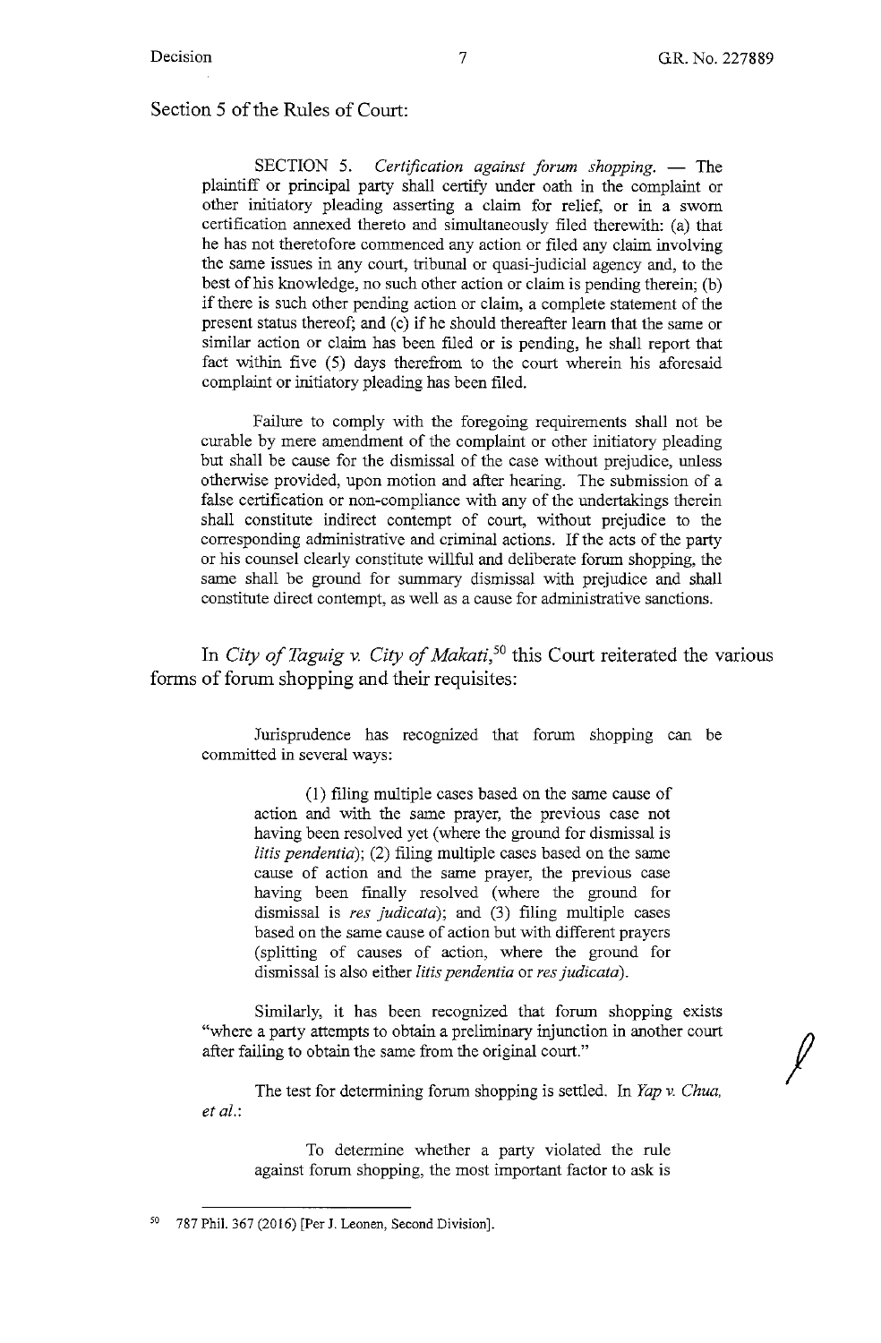Section 5 of the Rules of Court:

> SECTION 5. *Certification against forum shopping.* — The plaintiff or principal party shall certify under oath in the complaint or other initiatory pleading asserting a claim for relief, or in a sworn certification annexed thereto and simultaneously filed therewith: (a) that he has not theretofore commenced any action or filed any claim involving the same issues in any court, tribunal or quasi-judicial agency and, to the best of his knowledge, no such other action or claim is pending therein; (b) if there is such other pending action or claim, a complete statement of the present status thereof; and (c) if he should thereafter learn that the same or similar action or claim has been filed or is pending, he shall report that fact within five (5) days therefrom to the court wherein his aforesaid complaint or initiatory pleading has been filed.
>
> Failure to comply with the foregoing requirements shall not be curable by mere amendment of the complaint or other initiatory pleading but shall be cause for the dismissal of the case without prejudice, unless otherwise provided, upon motion and after hearing. The submission of a false certification or non-compliance with any of the undertakings therein shall constitute indirect contempt of court, without prejudice to the corresponding administrative and criminal actions. If the acts of the party or his counsel clearly constitute willful and deliberate forum shopping, the same shall be ground for summary dismissal with prejudice and shall constitute direct contempt, as well as a cause for administrative sanctions.

In *City of Taguig v. City of Makati*,[50] this Court reiterated the various forms of forum shopping and their requisites:

> Jurisprudence has recognized that forum shopping can be committed in several ways:
>
> > (1) filing multiple cases based on the same cause of action and with the same prayer, the previous case not having been resolved yet (where the ground for dismissal is *litis pendentia*); (2) filing multiple cases based on the same cause of action and the same prayer, the previous case having been finally resolved (where the ground for dismissal is *res judicata*); and (3) filing multiple cases based on the same cause of action but with different prayers (splitting of causes of action, where the ground for dismissal is also either *litis pendentia* or *res judicata*).
>
> Similarly, it has been recognized that forum shopping exists "where a party attempts to obtain a preliminary injunction in another court after failing to obtain the same from the original court."
>
> The test for determining forum shopping is settled. In *Yap v. Chua, et al.*:
>
> > To determine whether a party violated the rule against forum shopping, the most important factor to ask is

---

[50] 787 Phil. 367 (2016) [Per J. Leonen, Second Division].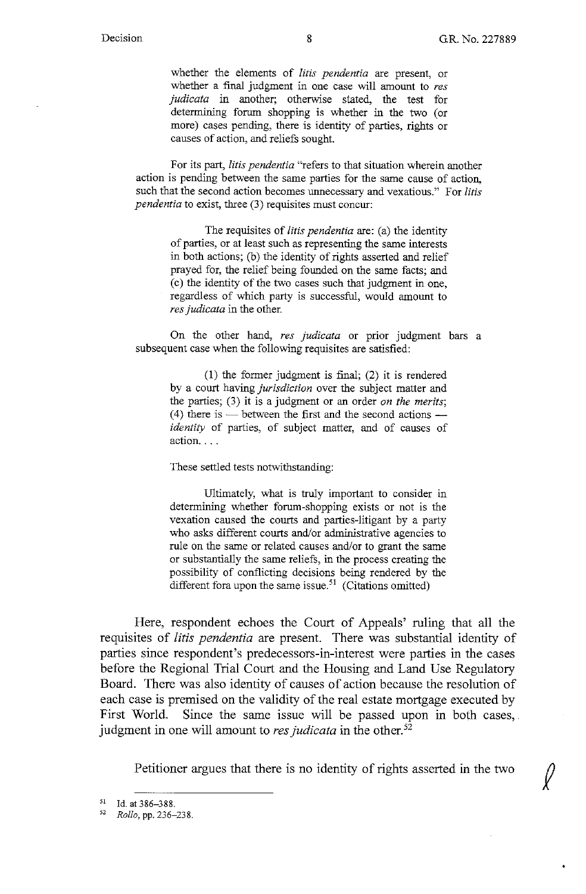> whether the elements of *litis pendentia* are present, or whether a final judgment in one case will amount to *res judicata* in another; otherwise stated, the test for determining forum shopping is whether in the two (or more) cases pending, there is identity of parties, rights or causes of action, and reliefs sought.

For its part, *litis pendentia* "refers to that situation wherein another action is pending between the same parties for the same cause of action, such that the second action becomes unnecessary and vexatious." For *litis pendentia* to exist, three (3) requisites must concur:

> The requisites of *litis pendentia* are: (a) the identity of parties, or at least such as representing the same interests in both actions; (b) the identity of rights asserted and relief prayed for, the relief being founded on the same facts; and (c) the identity of the two cases such that judgment in one, regardless of which party is successful, would amount to *res judicata* in the other.

On the other hand, *res judicata* or prior judgment bars a subsequent case when the following requisites are satisfied:

> (1) the former judgment is final; (2) it is rendered by a court having *jurisdiction* over the subject matter and the parties; (3) it is a judgment or an order *on the merits*; (4) there is — between the first and the second actions — *identity* of parties, of subject matter, and of causes of action. . . .

These settled tests notwithstanding:

> Ultimately, what is truly important to consider in determining whether forum-shopping exists or not is the vexation caused the courts and parties-litigant by a party who asks different courts and/or administrative agencies to rule on the same or related causes and/or to grant the same or substantially the same reliefs, in the process creating the possibility of conflicting decisions being rendered by the different fora upon the same issue.[51] (Citations omitted)

Here, respondent echoes the Court of Appeals' ruling that all the requisites of *litis pendentia* are present. There was substantial identity of parties since respondent's predecessors-in-interest were parties in the cases before the Regional Trial Court and the Housing and Land Use Regulatory Board. There was also identity of causes of action because the resolution of each case is premised on the validity of the real estate mortgage executed by First World. Since the same issue will be passed upon in both cases, judgment in one will amount to *res judicata* in the other.[52]

Petitioner argues that there is no identity of rights asserted in the two

---

[51] Id. at 386–388.

[52] *Rollo*, pp. 236–238.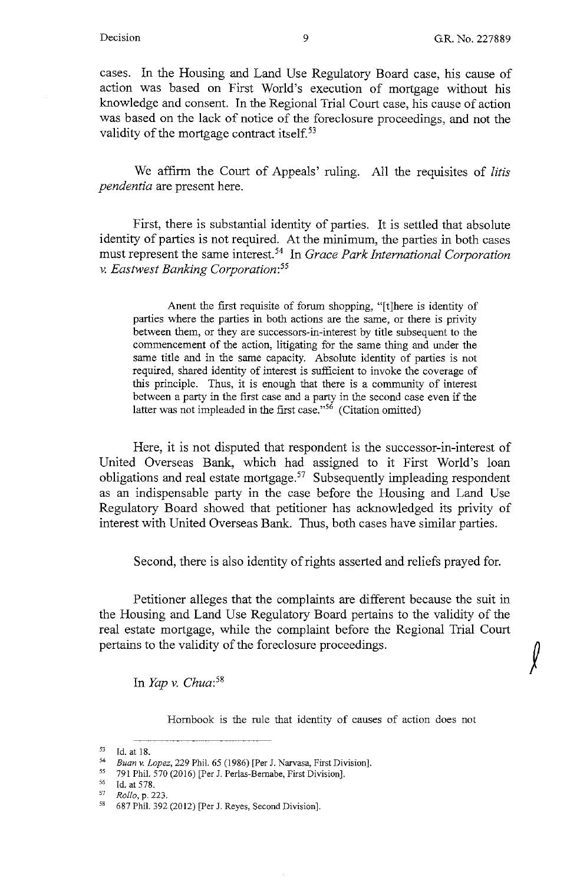cases. In the Housing and Land Use Regulatory Board case, his cause of action was based on First World's execution of mortgage without his knowledge and consent. In the Regional Trial Court case, his cause of action was based on the lack of notice of the foreclosure proceedings, and not the validity of the mortgage contract itself.[53]

We affirm the Court of Appeals' ruling. All the requisites of *litis pendentia* are present here.

First, there is substantial identity of parties. It is settled that absolute identity of parties is not required. At the minimum, the parties in both cases must represent the same interest.[54] In *Grace Park International Corporation v. Eastwest Banking Corporation*:[55]

> Anent the first requisite of forum shopping, "[t]here is identity of parties where the parties in both actions are the same, or there is privity between them, or they are successors-in-interest by title subsequent to the commencement of the action, litigating for the same thing and under the same title and in the same capacity. Absolute identity of parties is not required, shared identity of interest is sufficient to invoke the coverage of this principle. Thus, it is enough that there is a community of interest between a party in the first case and a party in the second case even if the latter was not impleaded in the first case."[56] (Citation omitted)

Here, it is not disputed that respondent is the successor-in-interest of United Overseas Bank, which had assigned to it First World's loan obligations and real estate mortgage.[57] Subsequently impleading respondent as an indispensable party in the case before the Housing and Land Use Regulatory Board showed that petitioner has acknowledged its privity of interest with United Overseas Bank. Thus, both cases have similar parties.

Second, there is also identity of rights asserted and reliefs prayed for.

Petitioner alleges that the complaints are different because the suit in the Housing and Land Use Regulatory Board pertains to the validity of the real estate mortgage, while the complaint before the Regional Trial Court pertains to the validity of the foreclosure proceedings.

In *Yap v. Chua*:[58]

> Hornbook is the rule that identity of causes of action does not

---

[53] Id. at 18.
[54] *Buan v. Lopez*, 229 Phil. 65 (1986) [Per J. Narvasa, First Division].
[55] 791 Phil. 570 (2016) [Per J. Perlas-Bernabe, First Division].
[56] Id. at 578.
[57] *Rollo*, p. 223.
[58] 687 Phil. 392 (2012) [Per J. Reyes, Second Division].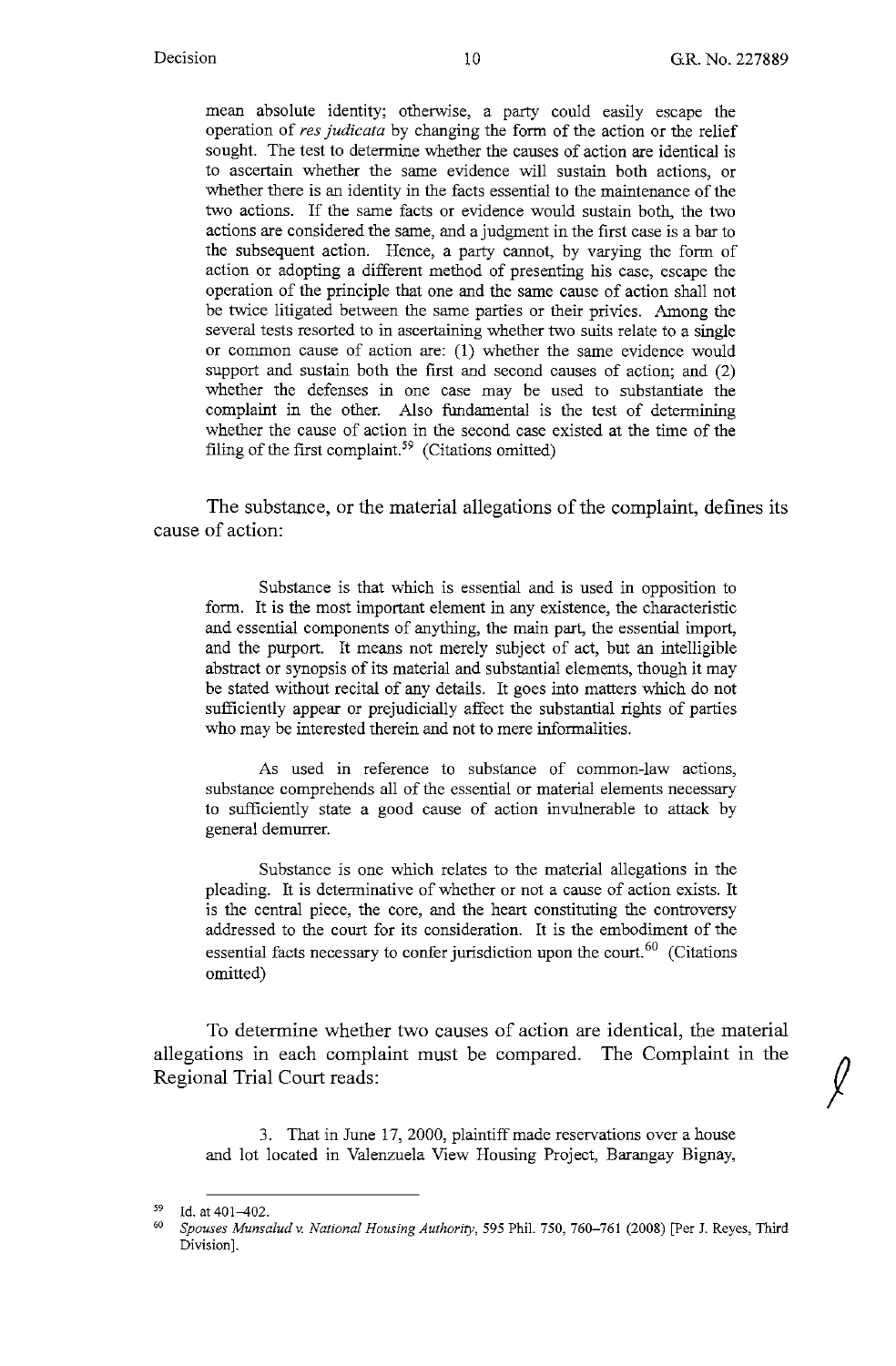mean absolute identity; otherwise, a party could easily escape the operation of *res judicata* by changing the form of the action or the relief sought. The test to determine whether the causes of action are identical is to ascertain whether the same evidence will sustain both actions, or whether there is an identity in the facts essential to the maintenance of the two actions. If the same facts or evidence would sustain both, the two actions are considered the same, and a judgment in the first case is a bar to the subsequent action. Hence, a party cannot, by varying the form of action or adopting a different method of presenting his case, escape the operation of the principle that one and the same cause of action shall not be twice litigated between the same parties or their privies. Among the several tests resorted to in ascertaining whether two suits relate to a single or common cause of action are: (1) whether the same evidence would support and sustain both the first and second causes of action; and (2) whether the defenses in one case may be used to substantiate the complaint in the other. Also fundamental is the test of determining whether the cause of action in the second case existed at the time of the filing of the first complaint.[59] (Citations omitted)

The substance, or the material allegations of the complaint, defines its cause of action:

> Substance is that which is essential and is used in opposition to form. It is the most important element in any existence, the characteristic and essential components of anything, the main part, the essential import, and the purport. It means not merely subject of act, but an intelligible abstract or synopsis of its material and substantial elements, though it may be stated without recital of any details. It goes into matters which do not sufficiently appear or prejudicially affect the substantial rights of parties who may be interested therein and not to mere informalities.
>
> As used in reference to substance of common-law actions, substance comprehends all of the essential or material elements necessary to sufficiently state a good cause of action invulnerable to attack by general demurrer.
>
> Substance is one which relates to the material allegations in the pleading. It is determinative of whether or not a cause of action exists. It is the central piece, the core, and the heart constituting the controversy addressed to the court for its consideration. It is the embodiment of the essential facts necessary to confer jurisdiction upon the court.[60] (Citations omitted)

To determine whether two causes of action are identical, the material allegations in each complaint must be compared. The Complaint in the Regional Trial Court reads:

> 3. That in June 17, 2000, plaintiff made reservations over a house and lot located in Valenzuela View Housing Project, Barangay Bignay,

---

[59] Id. at 401–402.

[60] *Spouses Munsalud v. National Housing Authority*, 595 Phil. 750, 760–761 (2008) [Per J. Reyes, Third Division].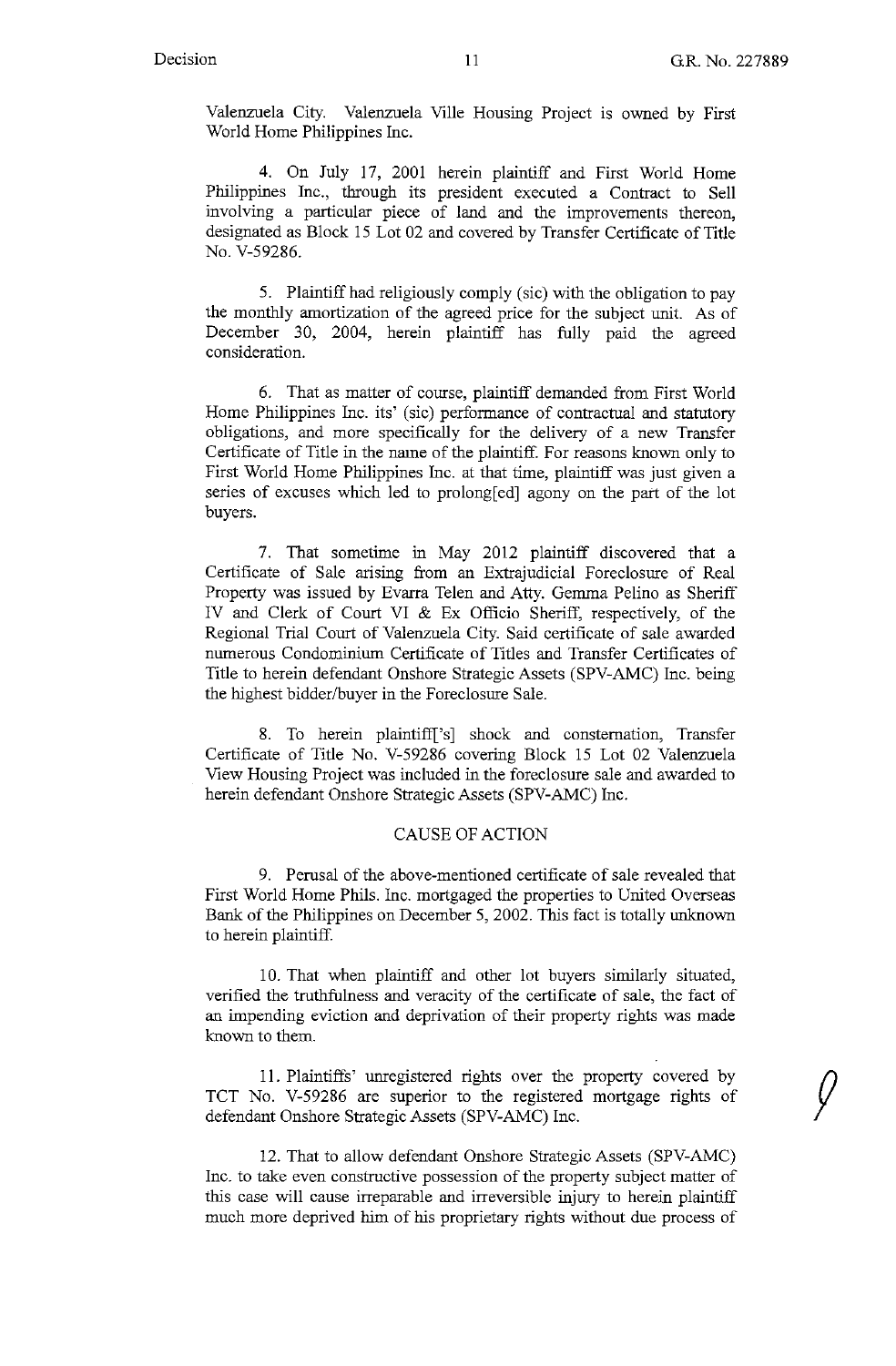Valenzuela City. Valenzuela Ville Housing Project is owned by First World Home Philippines Inc.

4. On July 17, 2001 herein plaintiff and First World Home Philippines Inc., through its president executed a Contract to Sell involving a particular piece of land and the improvements thereon, designated as Block 15 Lot 02 and covered by Transfer Certificate of Title No. V-59286.

5. Plaintiff had religiously comply (sic) with the obligation to pay the monthly amortization of the agreed price for the subject unit. As of December 30, 2004, herein plaintiff has fully paid the agreed consideration.

6. That as matter of course, plaintiff demanded from First World Home Philippines Inc. its' (sic) performance of contractual and statutory obligations, and more specifically for the delivery of a new Transfer Certificate of Title in the name of the plaintiff. For reasons known only to First World Home Philippines Inc. at that time, plaintiff was just given a series of excuses which led to prolong[ed] agony on the part of the lot buyers.

7. That sometime in May 2012 plaintiff discovered that a Certificate of Sale arising from an Extrajudicial Foreclosure of Real Property was issued by Evarra Telen and Atty. Gemma Pelino as Sheriff IV and Clerk of Court VI & Ex Officio Sheriff, respectively, of the Regional Trial Court of Valenzuela City. Said certificate of sale awarded numerous Condominium Certificate of Titles and Transfer Certificates of Title to herein defendant Onshore Strategic Assets (SPV-AMC) Inc. being the highest bidder/buyer in the Foreclosure Sale.

8. To herein plaintiff['s] shock and consternation, Transfer Certificate of Title No. V-59286 covering Block 15 Lot 02 Valenzuela View Housing Project was included in the foreclosure sale and awarded to herein defendant Onshore Strategic Assets (SPV-AMC) Inc.

CAUSE OF ACTION

9. Perusal of the above-mentioned certificate of sale revealed that First World Home Phils. Inc. mortgaged the properties to United Overseas Bank of the Philippines on December 5, 2002. This fact is totally unknown to herein plaintiff.

10. That when plaintiff and other lot buyers similarly situated, verified the truthfulness and veracity of the certificate of sale, the fact of an impending eviction and deprivation of their property rights was made known to them.

11. Plaintiffs' unregistered rights over the property covered by TCT No. V-59286 are superior to the registered mortgage rights of defendant Onshore Strategic Assets (SPV-AMC) Inc.

12. That to allow defendant Onshore Strategic Assets (SPV-AMC) Inc. to take even constructive possession of the property subject matter of this case will cause irreparable and irreversible injury to herein plaintiff much more deprived him of his proprietary rights without due process of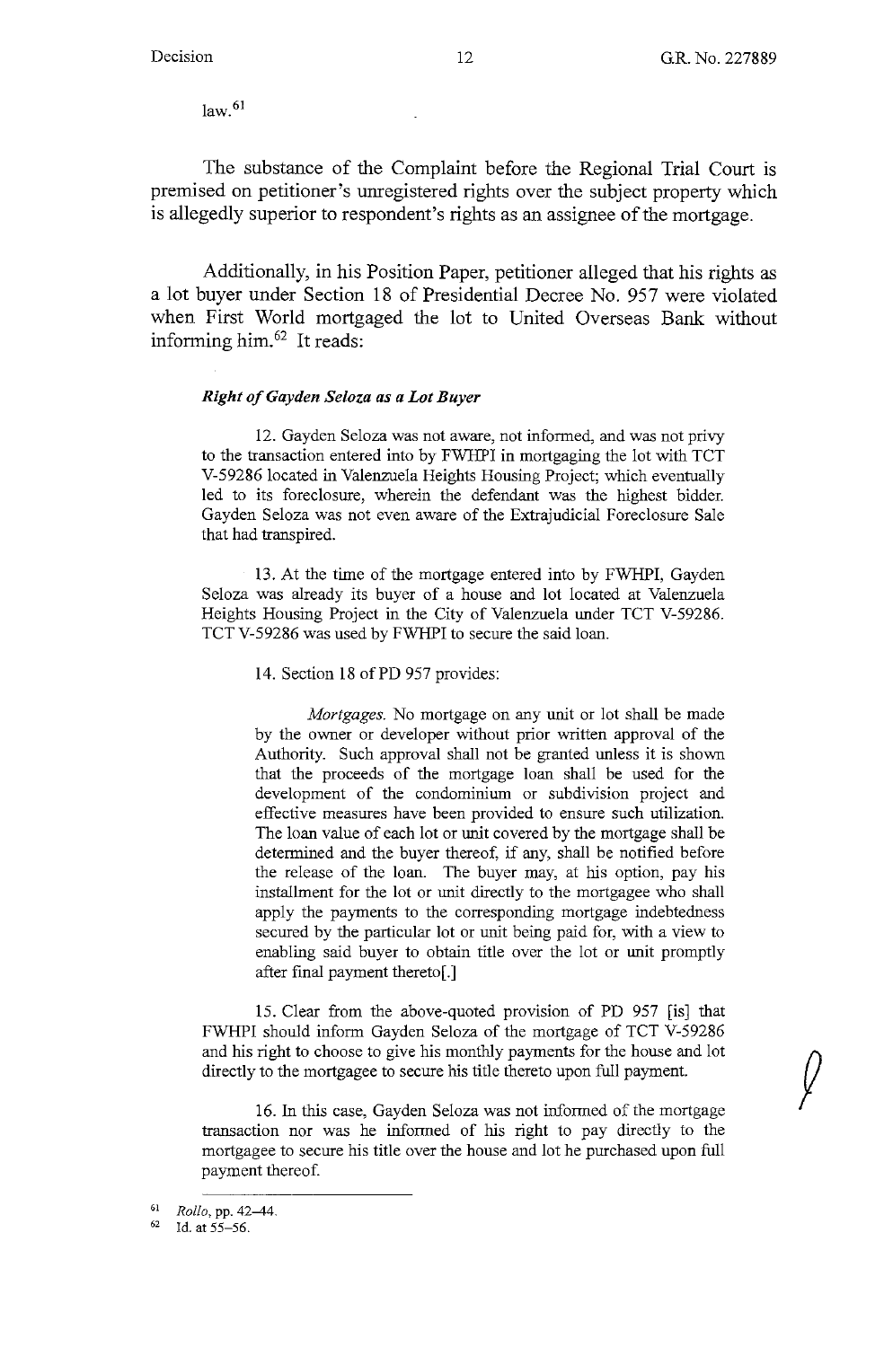law.[61]

The substance of the Complaint before the Regional Trial Court is premised on petitioner's unregistered rights over the subject property which is allegedly superior to respondent's rights as an assignee of the mortgage.

Additionally, in his Position Paper, petitioner alleged that his rights as a lot buyer under Section 18 of Presidential Decree No. 957 were violated when First World mortgaged the lot to United Overseas Bank without informing him.[62] It reads:

> ***Right of Gayden Seloza as a Lot Buyer***
>
> 12. Gayden Seloza was not aware, not informed, and was not privy to the transaction entered into by FWHPI in mortgaging the lot with TCT V-59286 located in Valenzuela Heights Housing Project; which eventually led to its foreclosure, wherein the defendant was the highest bidder. Gayden Seloza was not even aware of the Extrajudicial Foreclosure Sale that had transpired.
>
> 13. At the time of the mortgage entered into by FWHPI, Gayden Seloza was already its buyer of a house and lot located at Valenzuela Heights Housing Project in the City of Valenzuela under TCT V-59286. TCT V-59286 was used by FWHPI to secure the said loan.
>
> 14. Section 18 of PD 957 provides:
>
>> *Mortgages.* No mortgage on any unit or lot shall be made by the owner or developer without prior written approval of the Authority. Such approval shall not be granted unless it is shown that the proceeds of the mortgage loan shall be used for the development of the condominium or subdivision project and effective measures have been provided to ensure such utilization. The loan value of each lot or unit covered by the mortgage shall be determined and the buyer thereof, if any, shall be notified before the release of the loan. The buyer may, at his option, pay his installment for the lot or unit directly to the mortgagee who shall apply the payments to the corresponding mortgage indebtedness secured by the particular lot or unit being paid for, with a view to enabling said buyer to obtain title over the lot or unit promptly after final payment thereto[.]
>
> 15. Clear from the above-quoted provision of PD 957 [is] that FWHPI should inform Gayden Seloza of the mortgage of TCT V-59286 and his right to choose to give his monthly payments for the house and lot directly to the mortgagee to secure his title thereto upon full payment.
>
> 16. In this case, Gayden Seloza was not informed of the mortgage transaction nor was he informed of his right to pay directly to the mortgagee to secure his title over the house and lot he purchased upon full payment thereof.

---

[61] *Rollo*, pp. 42–44.

[62] Id. at 55–56.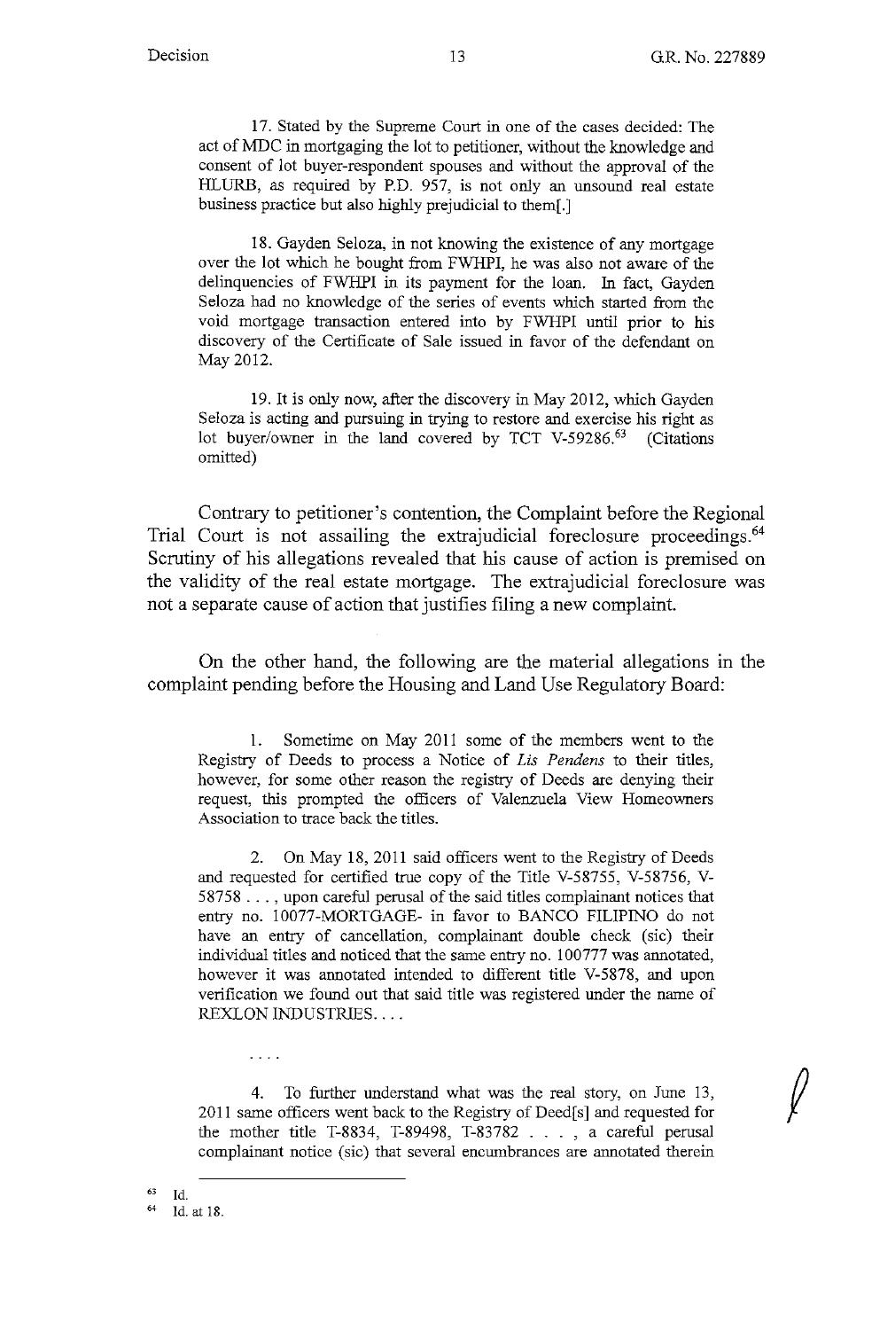17. Stated by the Supreme Court in one of the cases decided: The act of MDC in mortgaging the lot to petitioner, without the knowledge and consent of lot buyer-respondent spouses and without the approval of the HLURB, as required by P.D. 957, is not only an unsound real estate business practice but also highly prejudicial to them[.]

18. Gayden Seloza, in not knowing the existence of any mortgage over the lot which he bought from FWHPI, he was also not aware of the delinquencies of FWHPI in its payment for the loan. In fact, Gayden Seloza had no knowledge of the series of events which started from the void mortgage transaction entered into by FWHPI until prior to his discovery of the Certificate of Sale issued in favor of the defendant on May 2012.

19. It is only now, after the discovery in May 2012, which Gayden Seloza is acting and pursuing in trying to restore and exercise his right as lot buyer/owner in the land covered by TCT V-59286.[63] (Citations omitted)

Contrary to petitioner's contention, the Complaint before the Regional Trial Court is not assailing the extrajudicial foreclosure proceedings.[64] Scrutiny of his allegations revealed that his cause of action is premised on the validity of the real estate mortgage. The extrajudicial foreclosure was not a separate cause of action that justifies filing a new complaint.

On the other hand, the following are the material allegations in the complaint pending before the Housing and Land Use Regulatory Board:

1. Sometime on May 2011 some of the members went to the Registry of Deeds to process a Notice of *Lis Pendens* to their titles, however, for some other reason the registry of Deeds are denying their request, this prompted the officers of Valenzuela View Homeowners Association to trace back the titles.

2. On May 18, 2011 said officers went to the Registry of Deeds and requested for certified true copy of the Title V-58755, V-58756, V-58758 . . . , upon careful perusal of the said titles complainant notices that entry no. 10077-MORTGAGE- in favor to BANCO FILIPINO do not have an entry of cancellation, complainant double check (sic) their individual titles and noticed that the same entry no. 100777 was annotated, however it was annotated intended to different title V-5878, and upon verification we found out that said title was registered under the name of REXLON INDUSTRIES. . . .

. . . .

4. To further understand what was the real story, on June 13, 2011 same officers went back to the Registry of Deed[s] and requested for the mother title T-8834, T-89498, T-83782 . . . , a careful perusal complainant notice (sic) that several encumbrances are annotated therein

---

[63] Id.

[64] Id. at 18.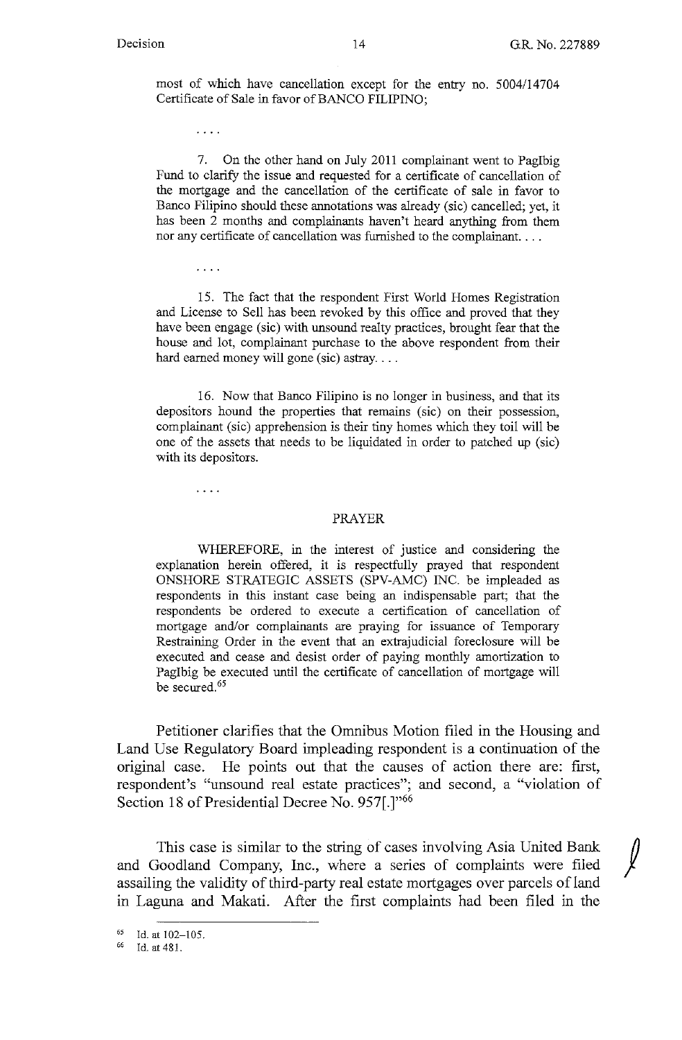most of which have cancellation except for the entry no. 5004/14704 Certificate of Sale in favor of BANCO FILIPINO;

. . . .

7. On the other hand on July 2011 complainant went to PagIbig Fund to clarify the issue and requested for a certificate of cancellation of the mortgage and the cancellation of the certificate of sale in favor to Banco Filipino should these annotations was already (sic) cancelled; yet, it has been 2 months and complainants haven't heard anything from them nor any certificate of cancellation was furnished to the complainant. . . .

. . . .

15. The fact that the respondent First World Homes Registration and License to Sell has been revoked by this office and proved that they have been engage (sic) with unsound realty practices, brought fear that the house and lot, complainant purchase to the above respondent from their hard earned money will gone (sic) astray. . . .

16. Now that Banco Filipino is no longer in business, and that its depositors hound the properties that remains (sic) on their possession, complainant (sic) apprehension is their tiny homes which they toil will be one of the assets that needs to be liquidated in order to patched up (sic) with its depositors.

. . . .

PRAYER

WHEREFORE, in the interest of justice and considering the explanation herein offered, it is respectfully prayed that respondent ONSHORE STRATEGIC ASSETS (SPV-AMC) INC. be impleaded as respondents in this instant case being an indispensable part; that the respondents be ordered to execute a certification of cancellation of mortgage and/or complainants are praying for issuance of Temporary Restraining Order in the event that an extrajudicial foreclosure will be executed and cease and desist order of paying monthly amortization to PagIbig be executed until the certificate of cancellation of mortgage will be secured.[65]

Petitioner clarifies that the Omnibus Motion filed in the Housing and Land Use Regulatory Board impleading respondent is a continuation of the original case. He points out that the causes of action there are: first, respondent's "unsound real estate practices"; and second, a "violation of Section 18 of Presidential Decree No. 957[.]"[66]

This case is similar to the string of cases involving Asia United Bank and Goodland Company, Inc., where a series of complaints were filed assailing the validity of third-party real estate mortgages over parcels of land in Laguna and Makati. After the first complaints had been filed in the

---

[65] Id. at 102–105.

[66] Id. at 481.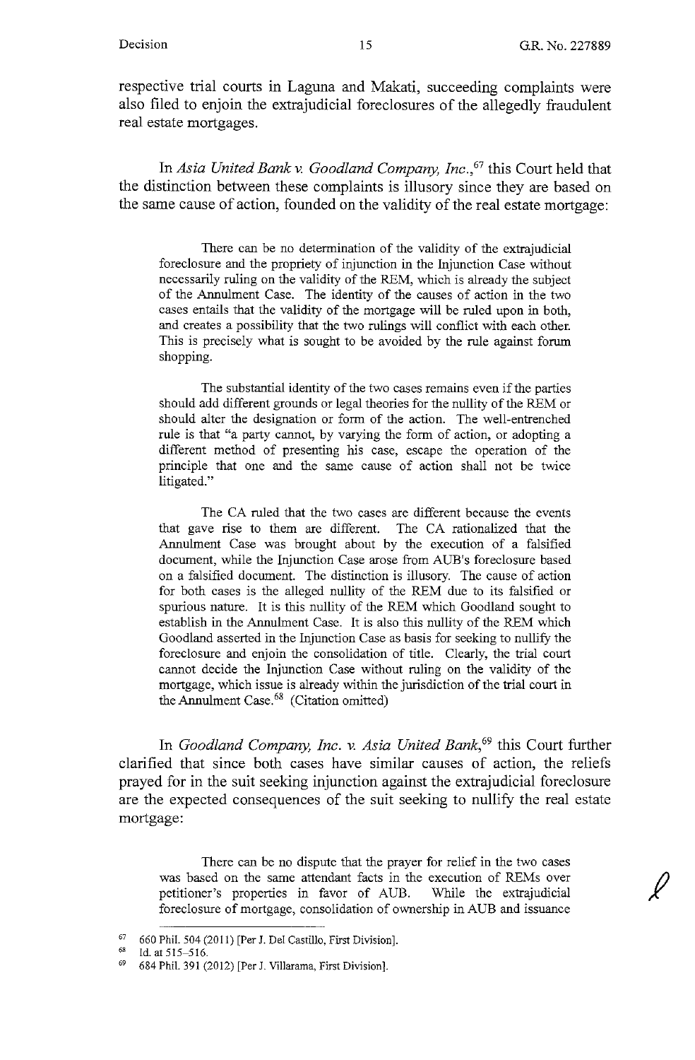respective trial courts in Laguna and Makati, succeeding complaints were also filed to enjoin the extrajudicial foreclosures of the allegedly fraudulent real estate mortgages.

In *Asia United Bank v. Goodland Company, Inc.*,[67] this Court held that the distinction between these complaints is illusory since they are based on the same cause of action, founded on the validity of the real estate mortgage:

> There can be no determination of the validity of the extrajudicial foreclosure and the propriety of injunction in the Injunction Case without necessarily ruling on the validity of the REM, which is already the subject of the Annulment Case. The identity of the causes of action in the two cases entails that the validity of the mortgage will be ruled upon in both, and creates a possibility that the two rulings will conflict with each other. This is precisely what is sought to be avoided by the rule against forum shopping.
>
> The substantial identity of the two cases remains even if the parties should add different grounds or legal theories for the nullity of the REM or should alter the designation or form of the action. The well-entrenched rule is that "a party cannot, by varying the form of action, or adopting a different method of presenting his case, escape the operation of the principle that one and the same cause of action shall not be twice litigated."
>
> The CA ruled that the two cases are different because the events that gave rise to them are different. The CA rationalized that the Annulment Case was brought about by the execution of a falsified document, while the Injunction Case arose from AUB's foreclosure based on a falsified document. The distinction is illusory. The cause of action for both cases is the alleged nullity of the REM due to its falsified or spurious nature. It is this nullity of the REM which Goodland sought to establish in the Annulment Case. It is also this nullity of the REM which Goodland asserted in the Injunction Case as basis for seeking to nullify the foreclosure and enjoin the consolidation of title. Clearly, the trial court cannot decide the Injunction Case without ruling on the validity of the mortgage, which issue is already within the jurisdiction of the trial court in the Annulment Case.[68] (Citation omitted)

In *Goodland Company, Inc. v. Asia United Bank*,[69] this Court further clarified that since both cases have similar causes of action, the reliefs prayed for in the suit seeking injunction against the extrajudicial foreclosure are the expected consequences of the suit seeking to nullify the real estate mortgage:

> There can be no dispute that the prayer for relief in the two cases was based on the same attendant facts in the execution of REMs over petitioner's properties in favor of AUB. While the extrajudicial foreclosure of mortgage, consolidation of ownership in AUB and issuance

---

[67] 660 Phil. 504 (2011) [Per J. Del Castillo, First Division].

[68] Id. at 515–516.

[69] 684 Phil. 391 (2012) [Per J. Villarama, First Division].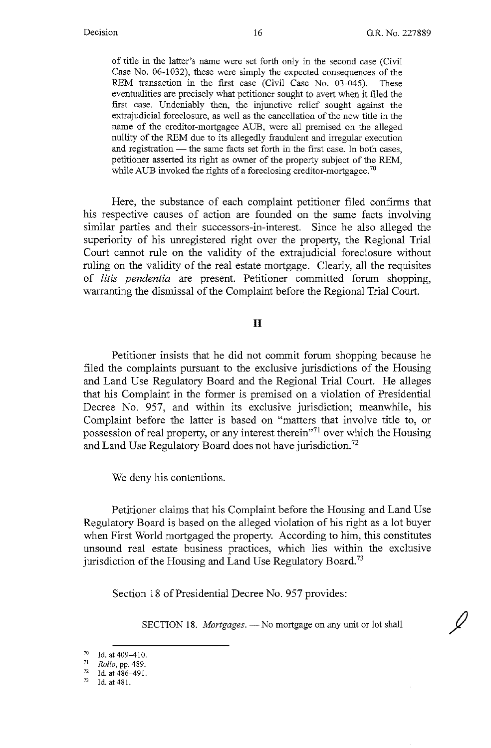> of title in the latter's name were set forth only in the second case (Civil Case No. 06-1032), these were simply the expected consequences of the REM transaction in the first case (Civil Case No. 03-045). These eventualities are precisely what petitioner sought to avert when it filed the first case. Undeniably then, the injunctive relief sought against the extrajudicial foreclosure, as well as the cancellation of the new title in the name of the creditor-mortgagee AUB, were all premised on the alleged nullity of the REM due to its allegedly fraudulent and irregular execution and registration — the same facts set forth in the first case. In both cases, petitioner asserted its right as owner of the property subject of the REM, while AUB invoked the rights of a foreclosing creditor-mortgagee.[70]

Here, the substance of each complaint petitioner filed confirms that his respective causes of action are founded on the same facts involving similar parties and their successors-in-interest. Since he also alleged the superiority of his unregistered right over the property, the Regional Trial Court cannot rule on the validity of the extrajudicial foreclosure without ruling on the validity of the real estate mortgage. Clearly, all the requisites of *litis pendentia* are present. Petitioner committed forum shopping, warranting the dismissal of the Complaint before the Regional Trial Court.

## II

Petitioner insists that he did not commit forum shopping because he filed the complaints pursuant to the exclusive jurisdictions of the Housing and Land Use Regulatory Board and the Regional Trial Court. He alleges that his Complaint in the former is premised on a violation of Presidential Decree No. 957, and within its exclusive jurisdiction; meanwhile, his Complaint before the latter is based on "matters that involve title to, or possession of real property, or any interest therein"[71] over which the Housing and Land Use Regulatory Board does not have jurisdiction.[72]

We deny his contentions.

Petitioner claims that his Complaint before the Housing and Land Use Regulatory Board is based on the alleged violation of his right as a lot buyer when First World mortgaged the property. According to him, this constitutes unsound real estate business practices, which lies within the exclusive jurisdiction of the Housing and Land Use Regulatory Board.[73]

Section 18 of Presidential Decree No. 957 provides:

> SECTION 18. *Mortgages*. — No mortgage on any unit or lot shall

---

[70] Id. at 409–410.

[71] *Rollo*, pp. 489.

[72] Id. at 486–491.

[73] Id. at 481.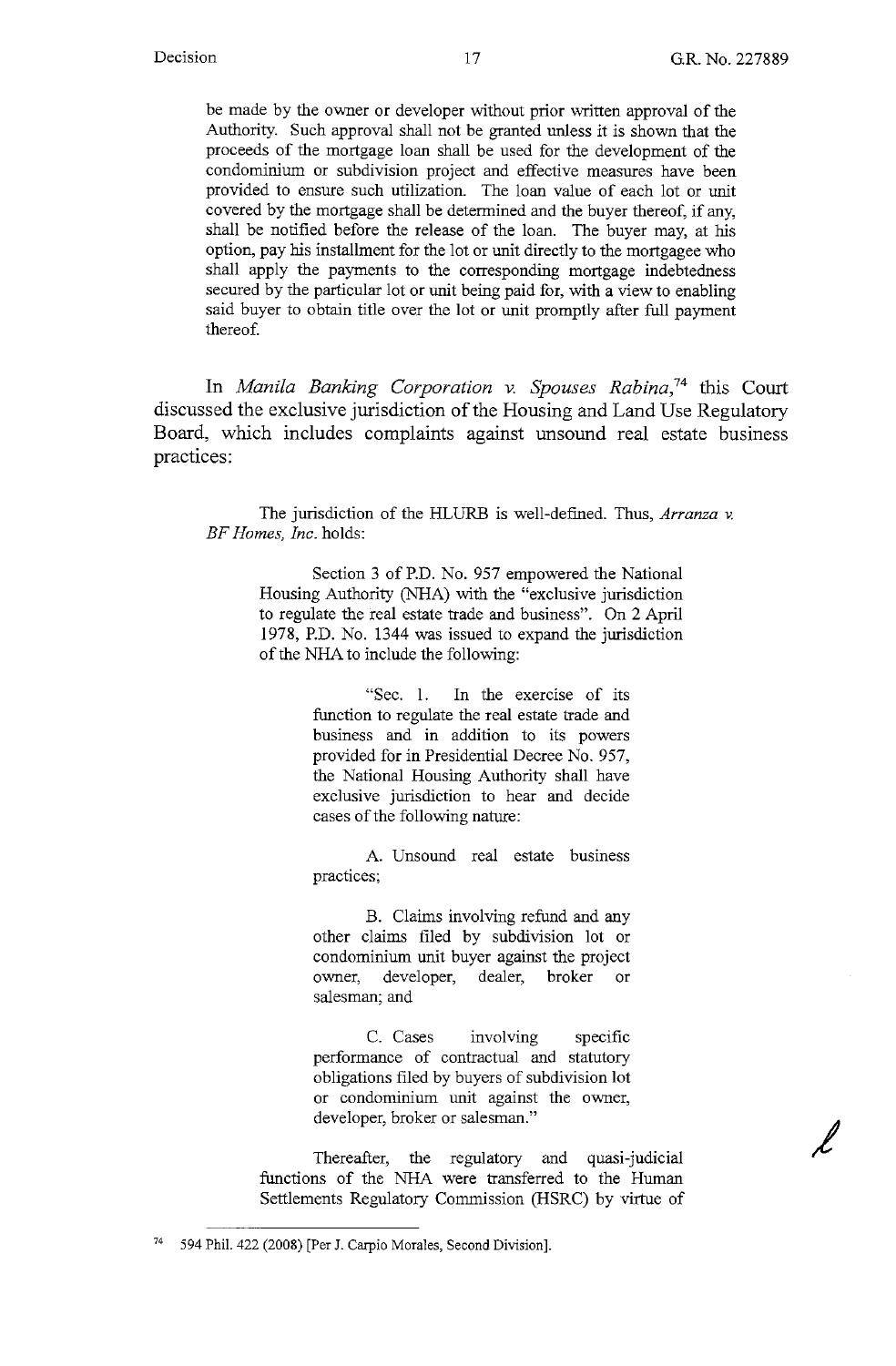be made by the owner or developer without prior written approval of the Authority. Such approval shall not be granted unless it is shown that the proceeds of the mortgage loan shall be used for the development of the condominium or subdivision project and effective measures have been provided to ensure such utilization. The loan value of each lot or unit covered by the mortgage shall be determined and the buyer thereof, if any, shall be notified before the release of the loan. The buyer may, at his option, pay his installment for the lot or unit directly to the mortgagee who shall apply the payments to the corresponding mortgage indebtedness secured by the particular lot or unit being paid for, with a view to enabling said buyer to obtain title over the lot or unit promptly after full payment thereof.

In *Manila Banking Corporation v. Spouses Rabina*,[74] this Court discussed the exclusive jurisdiction of the Housing and Land Use Regulatory Board, which includes complaints against unsound real estate business practices:

> The jurisdiction of the HLURB is well-defined. Thus, *Arranza v. BF Homes, Inc.* holds:
>
> > Section 3 of P.D. No. 957 empowered the National Housing Authority (NHA) with the "exclusive jurisdiction to regulate the real estate trade and business". On 2 April 1978, P.D. No. 1344 was issued to expand the jurisdiction of the NHA to include the following:
> >
> > > "Sec. 1. In the exercise of its function to regulate the real estate trade and business and in addition to its powers provided for in Presidential Decree No. 957, the National Housing Authority shall have exclusive jurisdiction to hear and decide cases of the following nature:
> > >
> > > A. Unsound real estate business practices;
> > >
> > > B. Claims involving refund and any other claims filed by subdivision lot or condominium unit buyer against the project owner, developer, dealer, broker or salesman; and
> > >
> > > C. Cases involving specific performance of contractual and statutory obligations filed by buyers of subdivision lot or condominium unit against the owner, developer, broker or salesman."
> >
> > Thereafter, the regulatory and quasi-judicial functions of the NHA were transferred to the Human Settlements Regulatory Commission (HSRC) by virtue of

---

[74] 594 Phil. 422 (2008) [Per J. Carpio Morales, Second Division].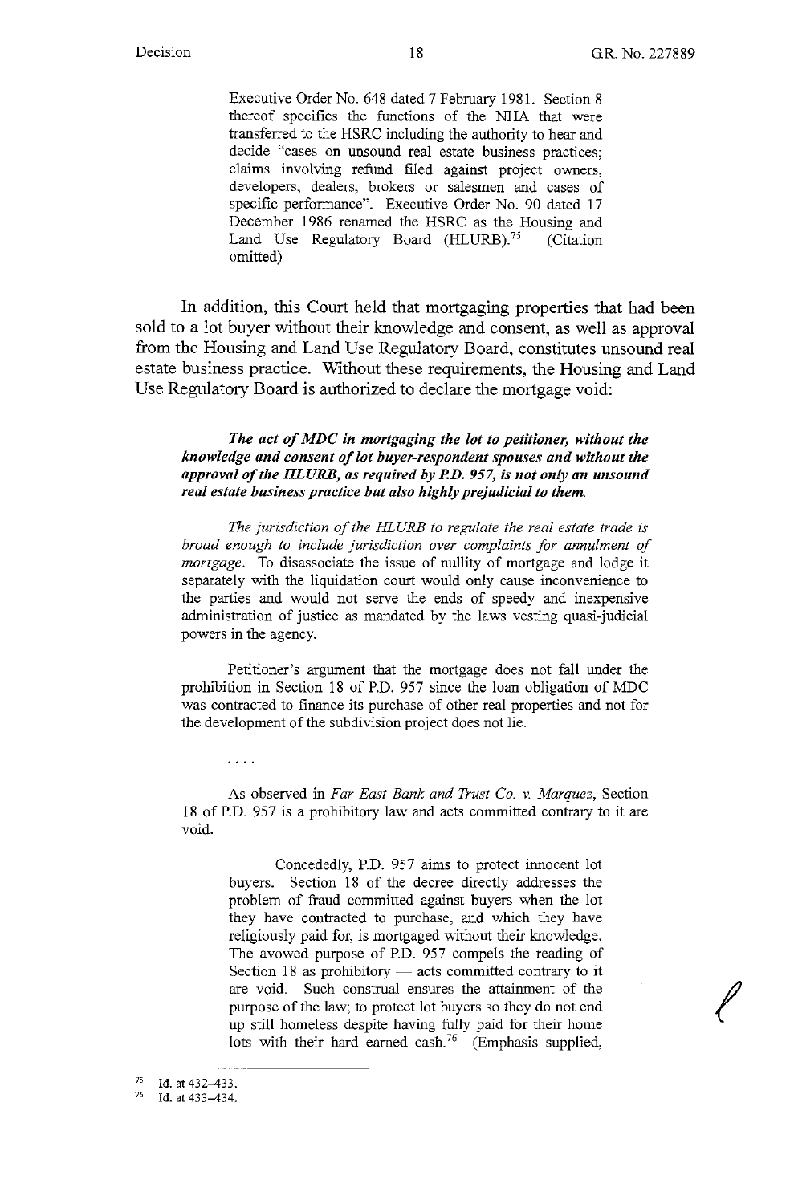> Executive Order No. 648 dated 7 February 1981. Section 8 thereof specifies the functions of the NHA that were transferred to the HSRC including the authority to hear and decide "cases on unsound real estate business practices; claims involving refund filed against project owners, developers, dealers, brokers or salesmen and cases of specific performance". Executive Order No. 90 dated 17 December 1986 renamed the HSRC as the Housing and Land Use Regulatory Board (HLURB).[75] (Citation omitted)

In addition, this Court held that mortgaging properties that had been sold to a lot buyer without their knowledge and consent, as well as approval from the Housing and Land Use Regulatory Board, constitutes unsound real estate business practice. Without these requirements, the Housing and Land Use Regulatory Board is authorized to declare the mortgage void:

> ***The act of MDC in mortgaging the lot to petitioner, without the knowledge and consent of lot buyer-respondent spouses and without the approval of the HLURB, as required by P.D. 957, is not only an unsound real estate business practice but also highly prejudicial to them.***
>
> *The jurisdiction of the HLURB to regulate the real estate trade is broad enough to include jurisdiction over complaints for annulment of mortgage.* To disassociate the issue of nullity of mortgage and lodge it separately with the liquidation court would only cause inconvenience to the parties and would not serve the ends of speedy and inexpensive administration of justice as mandated by the laws vesting quasi-judicial powers in the agency.
>
> Petitioner's argument that the mortgage does not fall under the prohibition in Section 18 of P.D. 957 since the loan obligation of MDC was contracted to finance its purchase of other real properties and not for the development of the subdivision project does not lie.
>
> . . . .
>
> As observed in *Far East Bank and Trust Co. v. Marquez*, Section 18 of P.D. 957 is a prohibitory law and acts committed contrary to it are void.
>
> > Concededly, P.D. 957 aims to protect innocent lot buyers. Section 18 of the decree directly addresses the problem of fraud committed against buyers when the lot they have contracted to purchase, and which they have religiously paid for, is mortgaged without their knowledge. The avowed purpose of P.D. 957 compels the reading of Section 18 as prohibitory — acts committed contrary to it are void. Such construal ensures the attainment of the purpose of the law; to protect lot buyers so they do not end up still homeless despite having fully paid for their home lots with their hard earned cash.[76] (Emphasis supplied,

[75] Id. at 432–433.

[76] Id. at 433–434.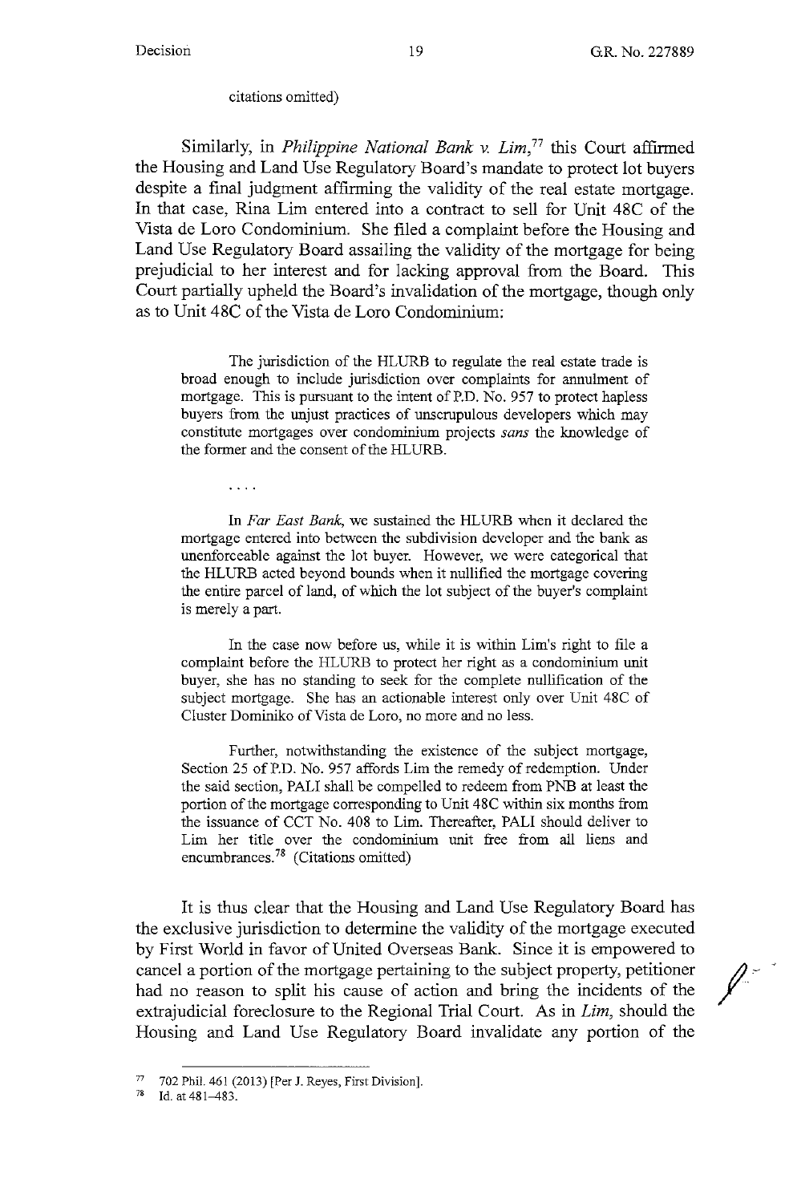citations omitted)

Similarly, in *Philippine National Bank v. Lim*,[77] this Court affirmed the Housing and Land Use Regulatory Board's mandate to protect lot buyers despite a final judgment affirming the validity of the real estate mortgage. In that case, Rina Lim entered into a contract to sell for Unit 48C of the Vista de Loro Condominium. She filed a complaint before the Housing and Land Use Regulatory Board assailing the validity of the mortgage for being prejudicial to her interest and for lacking approval from the Board. This Court partially upheld the Board's invalidation of the mortgage, though only as to Unit 48C of the Vista de Loro Condominium:

> The jurisdiction of the HLURB to regulate the real estate trade is broad enough to include jurisdiction over complaints for annulment of mortgage. This is pursuant to the intent of P.D. No. 957 to protect hapless buyers from the unjust practices of unscrupulous developers which may constitute mortgages over condominium projects *sans* the knowledge of the former and the consent of the HLURB.
>
> . . . .
>
> In *Far East Bank*, we sustained the HLURB when it declared the mortgage entered into between the subdivision developer and the bank as unenforceable against the lot buyer. However, we were categorical that the HLURB acted beyond bounds when it nullified the mortgage covering the entire parcel of land, of which the lot subject of the buyer's complaint is merely a part.
>
> In the case now before us, while it is within Lim's right to file a complaint before the HLURB to protect her right as a condominium unit buyer, she has no standing to seek for the complete nullification of the subject mortgage. She has an actionable interest only over Unit 48C of Cluster Dominiko of Vista de Loro, no more and no less.
>
> Further, notwithstanding the existence of the subject mortgage, Section 25 of P.D. No. 957 affords Lim the remedy of redemption. Under the said section, PALI shall be compelled to redeem from PNB at least the portion of the mortgage corresponding to Unit 48C within six months from the issuance of CCT No. 408 to Lim. Thereafter, PALI should deliver to Lim her title over the condominium unit free from all liens and encumbrances.[78] (Citations omitted)

It is thus clear that the Housing and Land Use Regulatory Board has the exclusive jurisdiction to determine the validity of the mortgage executed by First World in favor of United Overseas Bank. Since it is empowered to cancel a portion of the mortgage pertaining to the subject property, petitioner had no reason to split his cause of action and bring the incidents of the extrajudicial foreclosure to the Regional Trial Court. As in *Lim*, should the Housing and Land Use Regulatory Board invalidate any portion of the

---

[77] 702 Phil. 461 (2013) [Per J. Reyes, First Division].

[78] Id. at 481–483.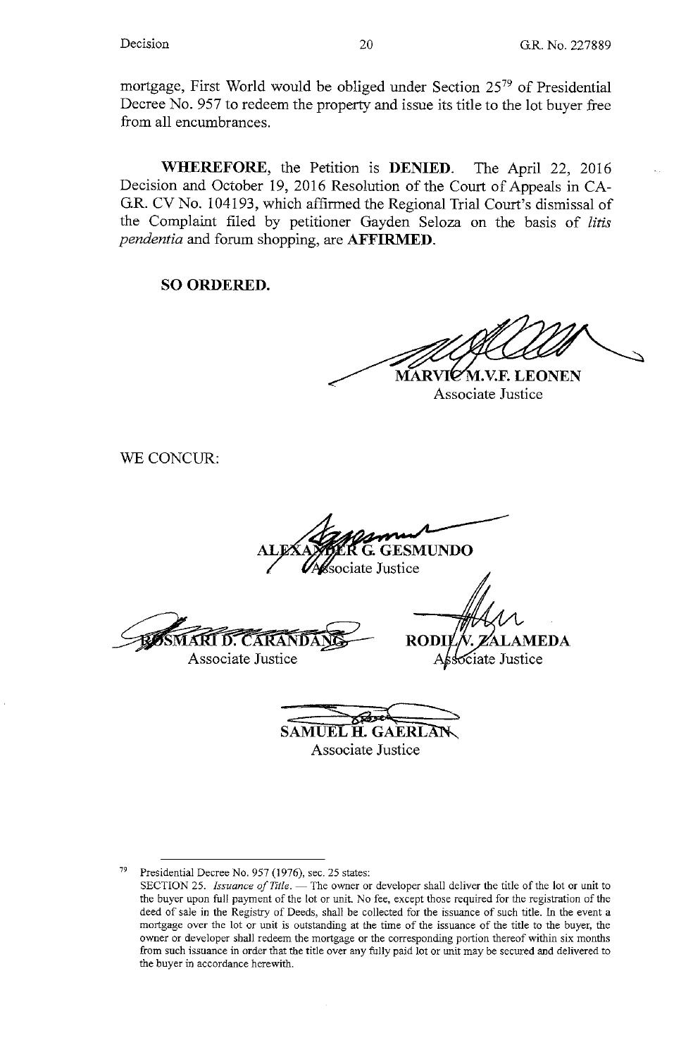mortgage, First World would be obliged under Section 25[79] of Presidential Decree No. 957 to redeem the property and issue its title to the lot buyer free from all encumbrances.

**WHEREFORE**, the Petition is **DENIED**. The April 22, 2016 Decision and October 19, 2016 Resolution of the Court of Appeals in CA-G.R. CV No. 104193, which affirmed the Regional Trial Court's dismissal of the Complaint filed by petitioner Gayden Seloza on the basis of *litis pendentia* and forum shopping, are **AFFIRMED**.

**SO ORDERED.**

**MARVIC M.V.F. LEONEN**
Associate Justice

WE CONCUR:

**ALEXANDER G. GESMUNDO**
Associate Justice

**ROSMARI D. CARANDANG**
Associate Justice

**RODIL V. ZALAMEDA**
Associate Justice

**SAMUEL H. GAERLAN**
Associate Justice

---

[79] Presidential Decree No. 957 (1976), sec. 25 states:
SECTION 25. *Issuance of Title*. — The owner or developer shall deliver the title of the lot or unit to the buyer upon full payment of the lot or unit. No fee, except those required for the registration of the deed of sale in the Registry of Deeds, shall be collected for the issuance of such title. In the event a mortgage over the lot or unit is outstanding at the time of the issuance of the title to the buyer, the owner or developer shall redeem the mortgage or the corresponding portion thereof within six months from such issuance in order that the title over any fully paid lot or unit may be secured and delivered to the buyer in accordance herewith.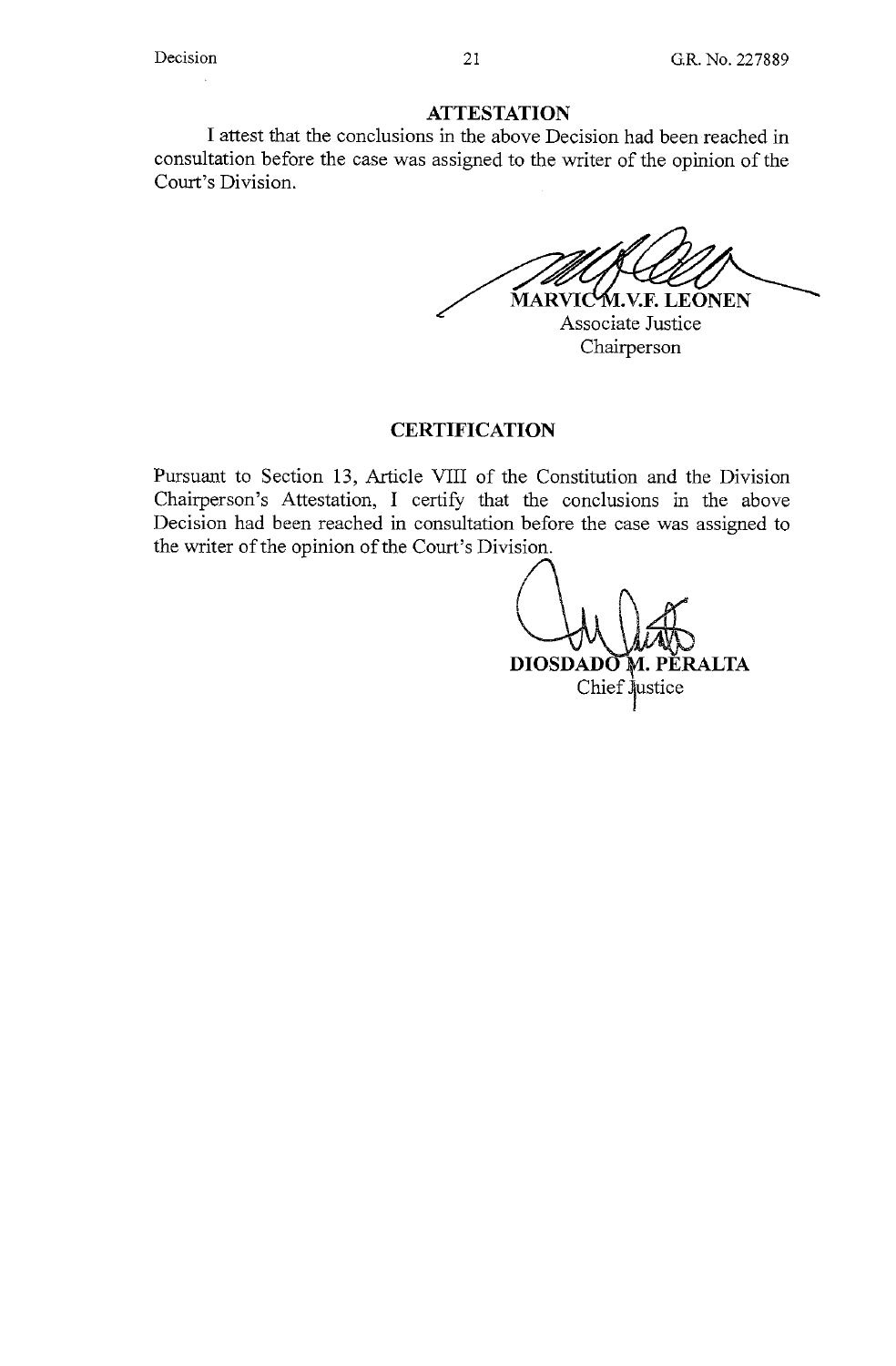## ATTESTATION

I attest that the conclusions in the above Decision had been reached in consultation before the case was assigned to the writer of the opinion of the Court's Division.

**MARVIC M.V.F. LEONEN**
Associate Justice
Chairperson

## CERTIFICATION

Pursuant to Section 13, Article VIII of the Constitution and the Division Chairperson's Attestation, I certify that the conclusions in the above Decision had been reached in consultation before the case was assigned to the writer of the opinion of the Court's Division.

**DIOSDADO M. PERALTA**
Chief Justice